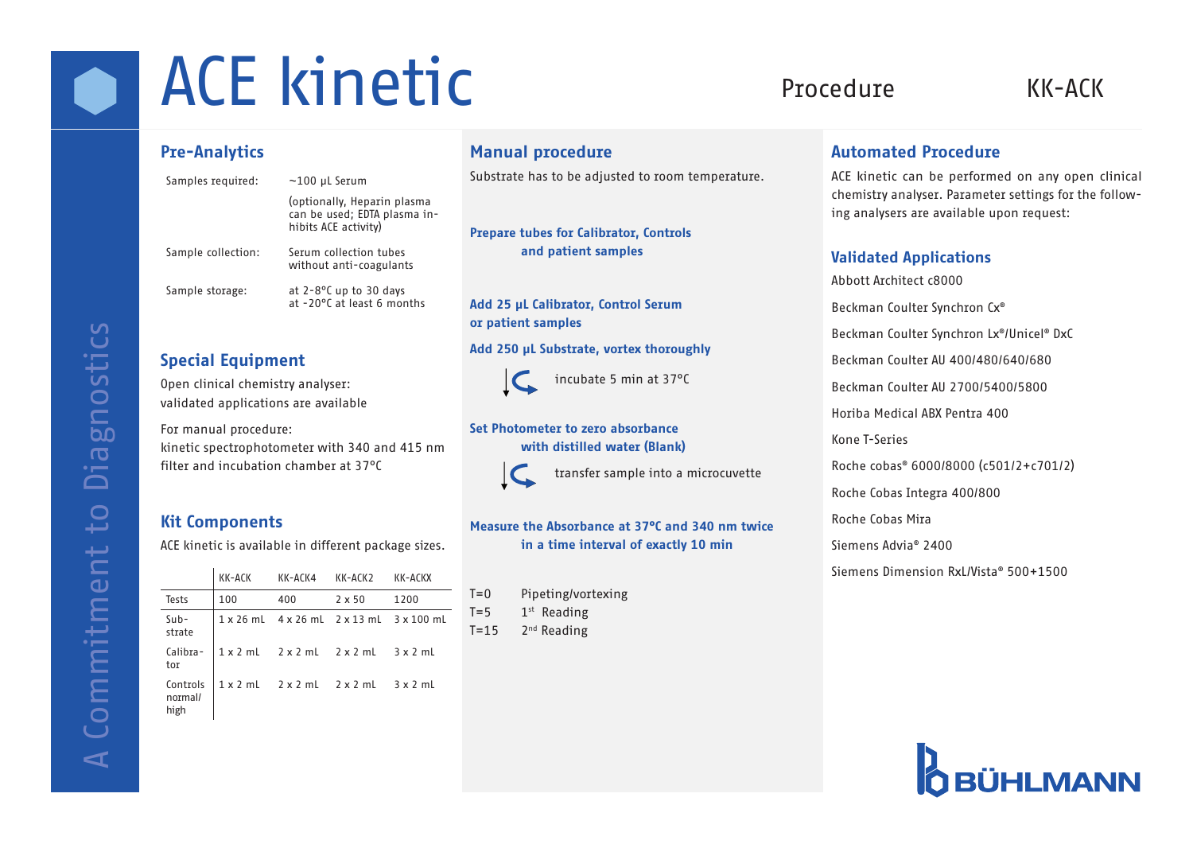# ACE kinetic

Procedure KK-ACK

## Pre-Analytics

| | |
|---|---|
| Samples required: | ~100 µL Serum<br>(optionally, Heparin plasma can be used; EDTA plasma inhibits ACE activity) |
| Sample collection: | Serum collection tubes without anti-coagulants |
| Sample storage: | at 2-8°C up to 30 days<br>at -20°C at least 6 months |

## Special Equipment

Open clinical chemistry analyser: validated applications are available

For manual procedure: kinetic spectrophotometer with 340 and 415 nm filter and incubation chamber at 37°C

## Kit Components

ACE kinetic is available in different package sizes.

| | KK-ACK | KK-ACK4 | KK-ACK2 | KK-ACKX |
|---|---|---|---|---|
| Tests | 100 | 400 | 2 x 50 | 1200 |
| Substrate | 1 x 26 mL | 4 x 26 mL | 2 x 13 mL | 3 x 100 mL |
| Calibrator | 1 x 2 mL | 2 x 2 mL | 2 x 2 mL | 3 x 2 mL |
| Controls normal/high | 1 x 2 mL | 2 x 2 mL | 2 x 2 mL | 3 x 2 mL |

## Manual procedure

Substrate has to be adjusted to room temperature.

**Prepare tubes for Calibrator, Controls and patient samples**

**Add 25 µL Calibrator, Control Serum or patient samples**

**Add 250 µL Substrate, vortex thoroughly**

incubate 5 min at 37°C

**Set Photometer to zero absorbance with distilled water (Blank)**

transfer sample into a microcuvette

**Measure the Absorbance at 37°C and 340 nm twice in a time interval of exactly 10 min**

| | |
|---|---|
| T=0 | Pipeting/vortexing |
| T=5 | 1st Reading |
| T=15 | 2nd Reading |

## Automated Procedure

ACE kinetic can be performed on any open clinical chemistry analyser. Parameter settings for the following analysers are available upon request:

## Validated Applications

- Abbott Architect c8000
- Beckman Coulter Synchron Cx®
- Beckman Coulter Synchron Lx®/Unicel® DxC
- Beckman Coulter AU 400/480/640/680
- Beckman Coulter AU 2700/5400/5800
- Horiba Medical ABX Pentra 400
- Kone T-Series
- Roche cobas® 6000/8000 (c501/2+c701/2)
- Roche Cobas Integra 400/800
- Roche Cobas Mira
- Siemens Advia® 2400
- Siemens Dimension RxL/Vista® 500+1500

A Commitment to Diagnostics

BÜHLMANN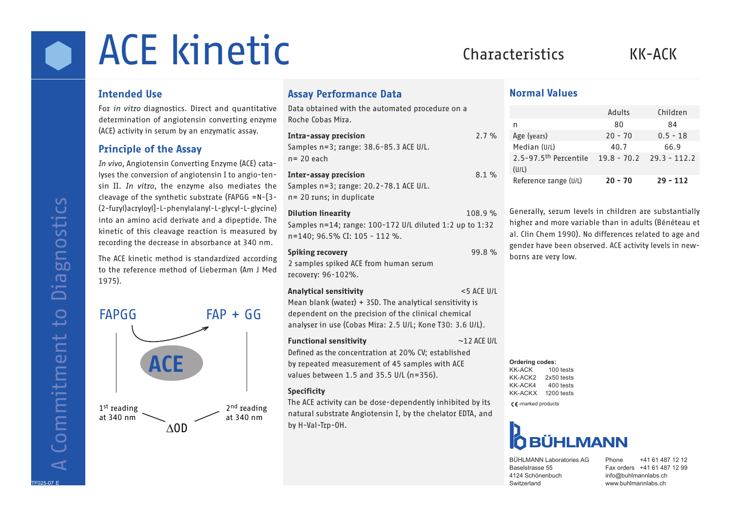# ACE kinetic

Characteristics KK-ACK

## Intended Use

For *in vitro* diagnostics. Direct and quantitative determination of angiotensin converting enzyme (ACE) activity in serum by an enzymatic assay.

## Principle of the Assay

*In vivo*, Angiotensin Converting Enzyme (ACE) catalyses the conversion of angiotensin I to angio-tensin II. *In vitro*, the enzyme also mediates the cleavage of the synthetic substrate (FAPGG =N-[3-(2-furyl)acryloyl]-L-phenylalanyl-L-glycyl-L-glycine) into an amino acid derivate and a dipeptide. The kinetic of this cleavage reaction is measured by recording the decrease in absorbance at 340 nm.

The ACE kinetic method is standardized according to the reference method of Lieberman (Am J Med 1975).

FAPGG

FAP + GG

ACE

1st reading at 340 nm

2nd reading at 340 nm

ΔOD

## Assay Performance Data

Data obtained with the automated procedure on a Roche Cobas Mira.

**Intra-assay precision** 2.7 %

Samples n=3; range: 38.6-85.3 ACE U/L.
n= 20 each

**Inter-assay precision** 8.1 %

Samples n=3; range: 20.2-78.1 ACE U/L.
n= 20 runs; in duplicate

**Dilution linearity** 108.9 %

Samples n=14; range: 100-172 U/L diluted 1:2 up to 1:32 n=140; 96.5% CI: 105 - 112 %.

**Spiking recovery** 99.8 %

2 samples spiked ACE from human serum recovery: 96-102%.

**Analytical sensitivity** <5 ACE U/L

Mean blank (water) + 3SD. The analytical sensitivity is dependent on the precision of the clinical chemical analyser in use (Cobas Mira: 2.5 U/L; Kone T30: 3.6 U/L).

**Functional sensitivity** ~12 ACE U/L

Defined as the concentration at 20% CV; established by repeated measurement of 45 samples with ACE values between 1.5 and 35.5 U/L (n=356).

**Specificity**

The ACE activity can be dose-dependently inhibited by its natural substrate Angiotensin I, by the chelator EDTA, and by H-Val-Trp-OH.

## Normal Values

| | Adults | Children |
|---|---|---|
| n | 80 | 84 |
| Age (years) | 20 - 70 | 0.5 - 18 |
| Median (U/L) | 40.7 | 66.9 |
| 2.5-97.5th Percentile (U/L) | 19.8 - 70.2 | 29.3 - 112.2 |
| Reference range (U/L) | **20 - 70** | **29 - 112** |

Generally, serum levels in children are substantially higher and more variable than in adults (Bénéteau et al. Clin Chem 1990). No differences related to age and gender have been observed. ACE activity levels in newborns are very low.

**Ordering codes:**

| | |
|---|---|
| KK-ACK | 100 tests |
| KK-ACK2 | 2x50 tests |
| KK-ACK4 | 400 tests |
| KK-ACKX | 1200 tests |

CE-marked products

BÜHLMANN

BÜHLMANN Laboratories AG
Baselstrasse 55
4124 Schönenbuch
Switzerland

Phone +41 61 487 12 12
Fax orders +41 61 487 12 99
info@buhlmannlabs.ch
www.buhlmannlabs.ch

A Commitment to Diagnostics

TF025-07 E